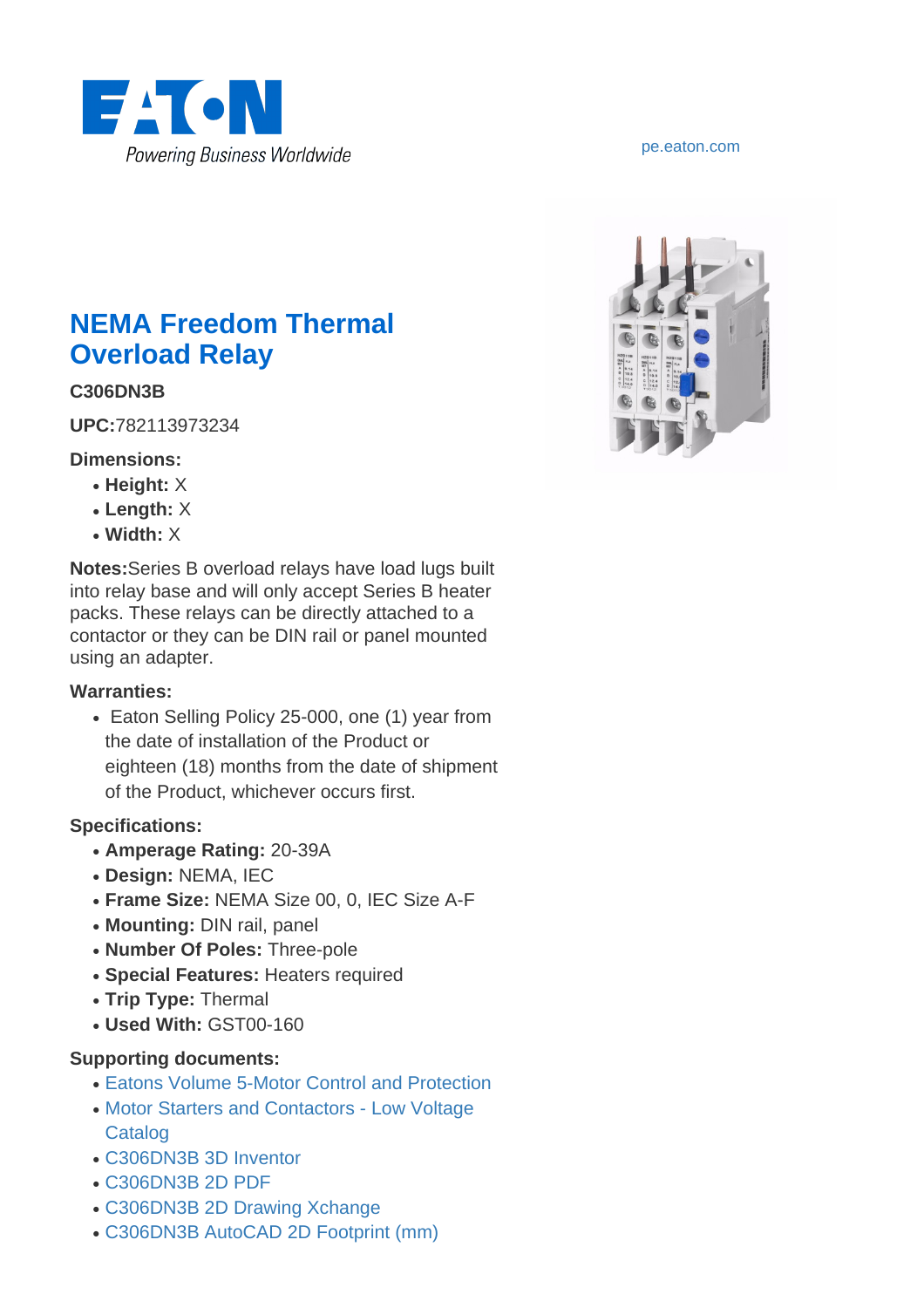EATON

Powering Business Worldwide

pe.eaton.com

# NEMA Freedom Thermal Overload Relay

**C306DN3B**

**UPC:**782113973234

**Dimensions:**

- **Height:** X
- **Length:** X
- **Width:** X

**Notes:**Series B overload relays have load lugs built into relay base and will only accept Series B heater packs. These relays can be directly attached to a contactor or they can be DIN rail or panel mounted using an adapter.

**Warranties:**

- Eaton Selling Policy 25-000, one (1) year from the date of installation of the Product or eighteen (18) months from the date of shipment of the Product, whichever occurs first.

**Specifications:**

- **Amperage Rating:** 20-39A
- **Design:** NEMA, IEC
- **Frame Size:** NEMA Size 00, 0, IEC Size A-F
- **Mounting:** DIN rail, panel
- **Number Of Poles:** Three-pole
- **Special Features:** Heaters required
- **Trip Type:** Thermal
- **Used With:** GST00-160

**Supporting documents:**

- Eatons Volume 5-Motor Control and Protection
- Motor Starters and Contactors - Low Voltage Catalog
- C306DN3B 3D Inventor
- C306DN3B 2D PDF
- C306DN3B 2D Drawing Xchange
- C306DN3B AutoCAD 2D Footprint (mm)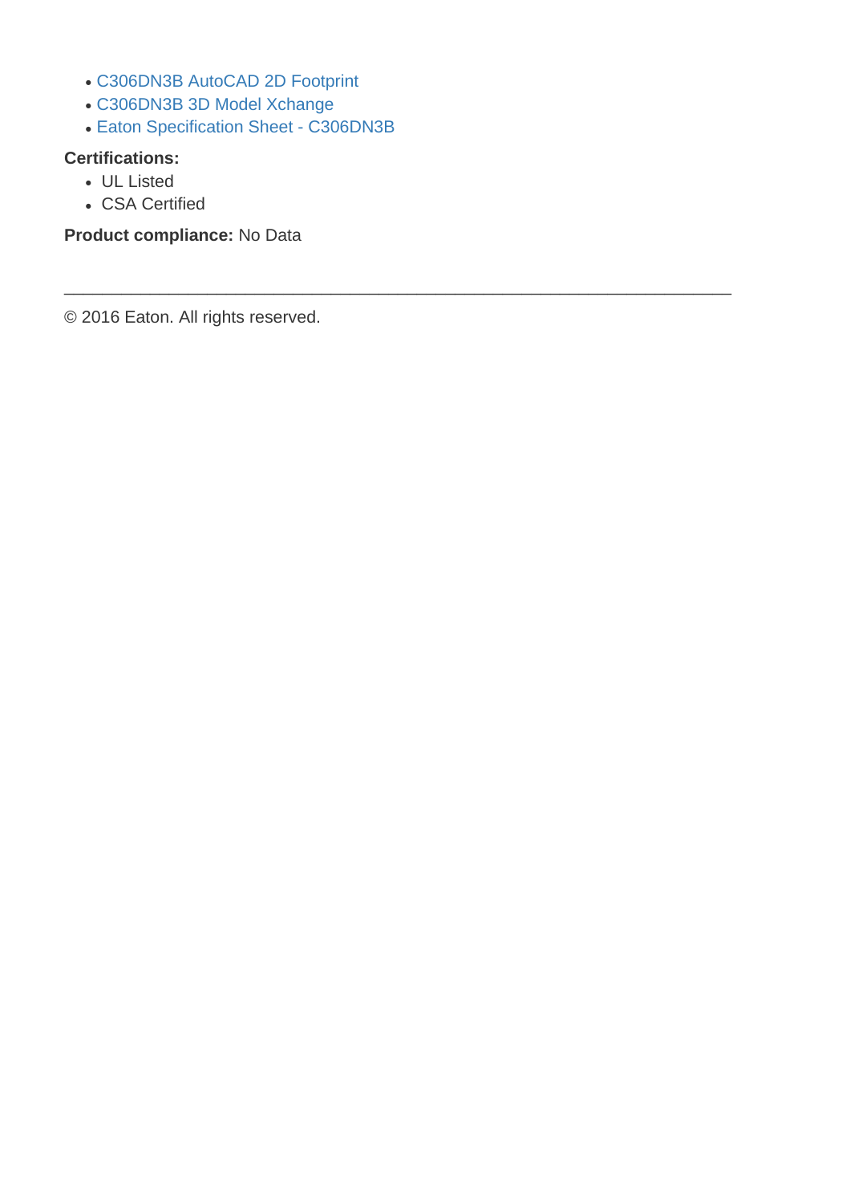- C306DN3B AutoCAD 2D Footprint
- C306DN3B 3D Model Xchange
- Eaton Specification Sheet - C306DN3B

**Certifications:**

- UL Listed
- CSA Certified

**Product compliance:** No Data

---

© 2016 Eaton. All rights reserved.